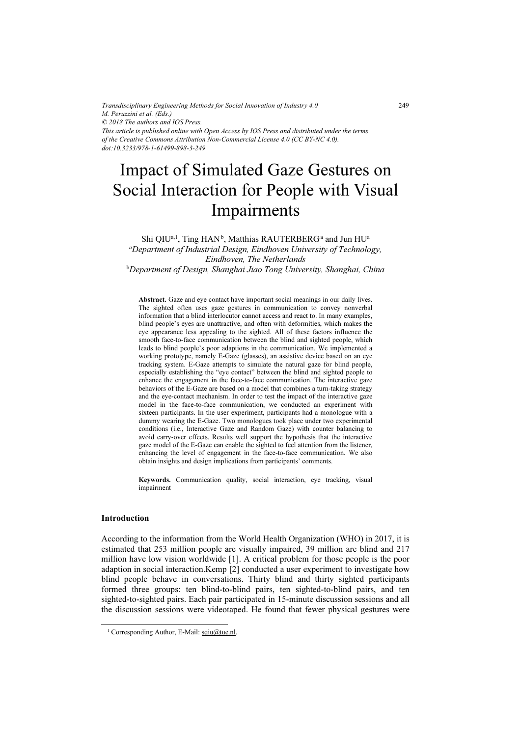*Transdisciplinary Engineering Methods for Social Innovation of Industry 4.0*
*M. Peruzzini et al. (Eds.)*
*© 2018 The authors and IOS Press.*
*This article is published online with Open Access by IOS Press and distributed under the terms of the Creative Commons Attribution Non-Commercial License 4.0 (CC BY-NC 4.0).*
*doi:10.3233/978-1-61499-898-3-249*

# Impact of Simulated Gaze Gestures on Social Interaction for People with Visual Impairments

Shi QIU[a,1], Ting HAN[b], Matthias RAUTERBERG[a] and Jun HU[a]

[a]*Department of Industrial Design, Eindhoven University of Technology, Eindhoven, The Netherlands*

[b]*Department of Design, Shanghai Jiao Tong University, Shanghai, China*

**Abstract.** Gaze and eye contact have important social meanings in our daily lives. The sighted often uses gaze gestures in communication to convey nonverbal information that a blind interlocutor cannot access and react to. In many examples, blind people's eyes are unattractive, and often with deformities, which makes the eye appearance less appealing to the sighted. All of these factors influence the smooth face-to-face communication between the blind and sighted people, which leads to blind people's poor adaptions in the communication. We implemented a working prototype, namely E-Gaze (glasses), an assistive device based on an eye tracking system. E-Gaze attempts to simulate the natural gaze for blind people, especially establishing the "eye contact" between the blind and sighted people to enhance the engagement in the face-to-face communication. The interactive gaze behaviors of the E-Gaze are based on a model that combines a turn-taking strategy and the eye-contact mechanism. In order to test the impact of the interactive gaze model in the face-to-face communication, we conducted an experiment with sixteen participants. In the user experiment, participants had a monologue with a dummy wearing the E-Gaze. Two monologues took place under two experimental conditions (i.e., Interactive Gaze and Random Gaze) with counter balancing to avoid carry-over effects. Results well support the hypothesis that the interactive gaze model of the E-Gaze can enable the sighted to feel attention from the listener, enhancing the level of engagement in the face-to-face communication. We also obtain insights and design implications from participants' comments.

**Keywords.** Communication quality, social interaction, eye tracking, visual impairment

## Introduction

According to the information from the World Health Organization (WHO) in 2017, it is estimated that 253 million people are visually impaired, 39 million are blind and 217 million have low vision worldwide [1]. A critical problem for those people is the poor adaption in social interaction.Kemp [2] conducted a user experiment to investigate how blind people behave in conversations. Thirty blind and thirty sighted participants formed three groups: ten blind-to-blind pairs, ten sighted-to-blind pairs, and ten sighted-to-sighted pairs. Each pair participated in 15-minute discussion sessions and all the discussion sessions were videotaped. He found that fewer physical gestures were

[1] Corresponding Author, E-Mail: sqiu@tue.nl.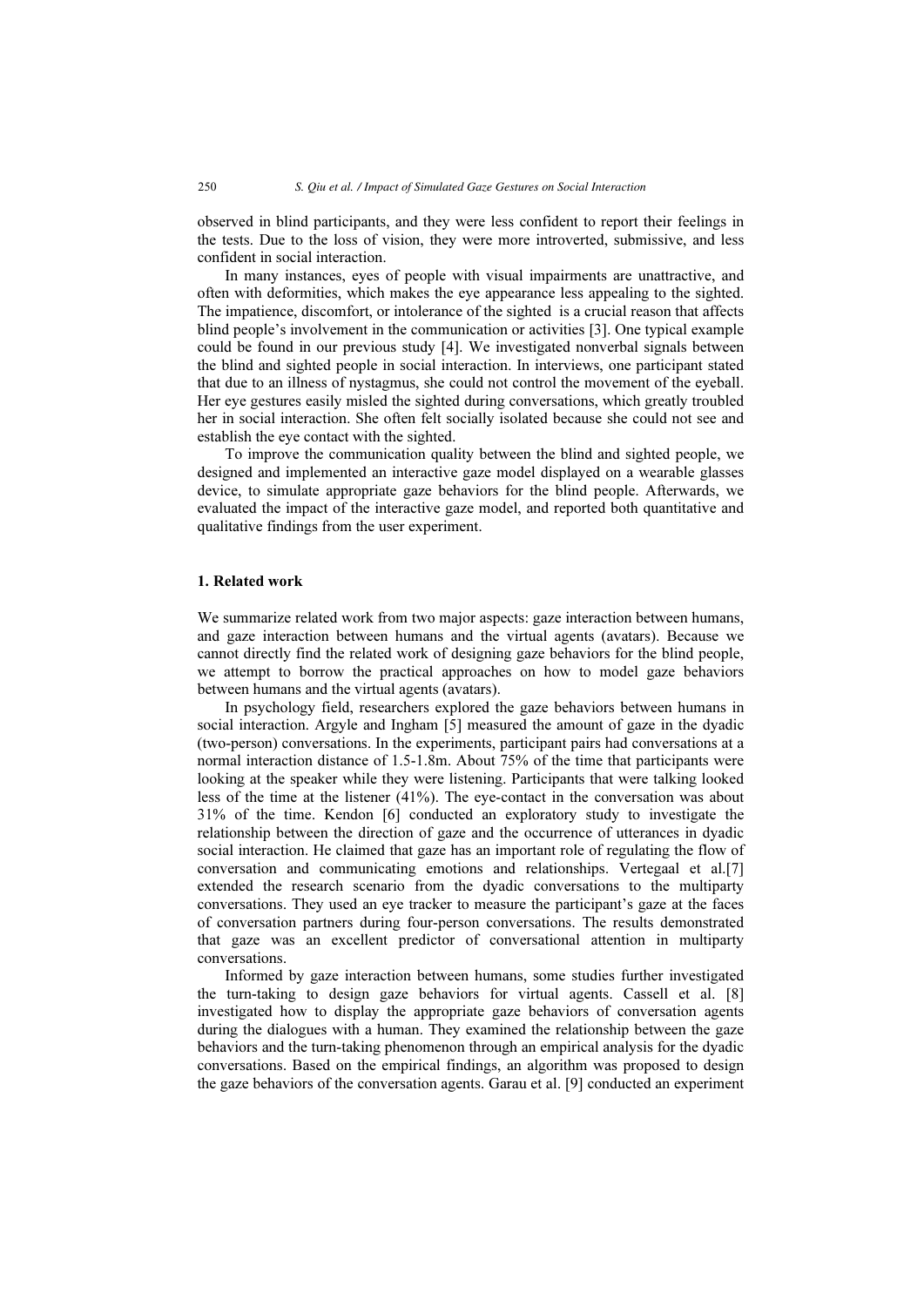observed in blind participants, and they were less confident to report their feelings in the tests. Due to the loss of vision, they were more introverted, submissive, and less confident in social interaction.

In many instances, eyes of people with visual impairments are unattractive, and often with deformities, which makes the eye appearance less appealing to the sighted. The impatience, discomfort, or intolerance of the sighted is a crucial reason that affects blind people's involvement in the communication or activities [3]. One typical example could be found in our previous study [4]. We investigated nonverbal signals between the blind and sighted people in social interaction. In interviews, one participant stated that due to an illness of nystagmus, she could not control the movement of the eyeball. Her eye gestures easily misled the sighted during conversations, which greatly troubled her in social interaction. She often felt socially isolated because she could not see and establish the eye contact with the sighted.

To improve the communication quality between the blind and sighted people, we designed and implemented an interactive gaze model displayed on a wearable glasses device, to simulate appropriate gaze behaviors for the blind people. Afterwards, we evaluated the impact of the interactive gaze model, and reported both quantitative and qualitative findings from the user experiment.

## 1. Related work

We summarize related work from two major aspects: gaze interaction between humans, and gaze interaction between humans and the virtual agents (avatars). Because we cannot directly find the related work of designing gaze behaviors for the blind people, we attempt to borrow the practical approaches on how to model gaze behaviors between humans and the virtual agents (avatars).

In psychology field, researchers explored the gaze behaviors between humans in social interaction. Argyle and Ingham [5] measured the amount of gaze in the dyadic (two-person) conversations. In the experiments, participant pairs had conversations at a normal interaction distance of 1.5-1.8m. About 75% of the time that participants were looking at the speaker while they were listening. Participants that were talking looked less of the time at the listener (41%). The eye-contact in the conversation was about 31% of the time. Kendon [6] conducted an exploratory study to investigate the relationship between the direction of gaze and the occurrence of utterances in dyadic social interaction. He claimed that gaze has an important role of regulating the flow of conversation and communicating emotions and relationships. Vertegaal et al.[7] extended the research scenario from the dyadic conversations to the multiparty conversations. They used an eye tracker to measure the participant's gaze at the faces of conversation partners during four-person conversations. The results demonstrated that gaze was an excellent predictor of conversational attention in multiparty conversations.

Informed by gaze interaction between humans, some studies further investigated the turn-taking to design gaze behaviors for virtual agents. Cassell et al. [8] investigated how to display the appropriate gaze behaviors of conversation agents during the dialogues with a human. They examined the relationship between the gaze behaviors and the turn-taking phenomenon through an empirical analysis for the dyadic conversations. Based on the empirical findings, an algorithm was proposed to design the gaze behaviors of the conversation agents. Garau et al. [9] conducted an experiment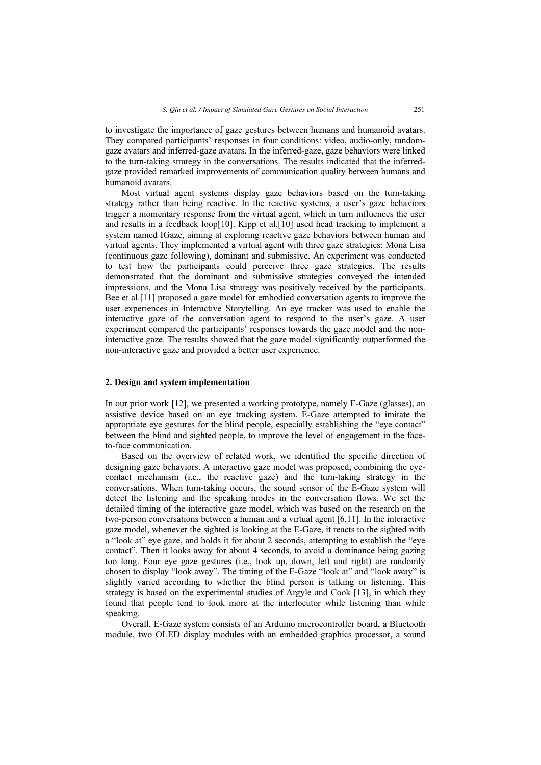to investigate the importance of gaze gestures between humans and humanoid avatars. They compared participants' responses in four conditions: video, audio-only, random-gaze avatars and inferred-gaze avatars. In the inferred-gaze, gaze behaviors were linked to the turn-taking strategy in the conversations. The results indicated that the inferred-gaze provided remarked improvements of communication quality between humans and humanoid avatars.

Most virtual agent systems display gaze behaviors based on the turn-taking strategy rather than being reactive. In the reactive systems, a user's gaze behaviors trigger a momentary response from the virtual agent, which in turn influences the user and results in a feedback loop[10]. Kipp et al.[10] used head tracking to implement a system named IGaze, aiming at exploring reactive gaze behaviors between human and virtual agents. They implemented a virtual agent with three gaze strategies: Mona Lisa (continuous gaze following), dominant and submissive. An experiment was conducted to test how the participants could perceive three gaze strategies. The results demonstrated that the dominant and submissive strategies conveyed the intended impressions, and the Mona Lisa strategy was positively received by the participants. Bee et al.[11] proposed a gaze model for embodied conversation agents to improve the user experiences in Interactive Storytelling. An eye tracker was used to enable the interactive gaze of the conversation agent to respond to the user's gaze. A user experiment compared the participants' responses towards the gaze model and the non-interactive gaze. The results showed that the gaze model significantly outperformed the non-interactive gaze and provided a better user experience.

## 2. Design and system implementation

In our prior work [12], we presented a working prototype, namely E-Gaze (glasses), an assistive device based on an eye tracking system. E-Gaze attempted to imitate the appropriate eye gestures for the blind people, especially establishing the "eye contact" between the blind and sighted people, to improve the level of engagement in the face-to-face communication.

Based on the overview of related work, we identified the specific direction of designing gaze behaviors. A interactive gaze model was proposed, combining the eye-contact mechanism (i.e., the reactive gaze) and the turn-taking strategy in the conversations. When turn-taking occurs, the sound sensor of the E-Gaze system will detect the listening and the speaking modes in the conversation flows. We set the detailed timing of the interactive gaze model, which was based on the research on the two-person conversations between a human and a virtual agent [6,11]. In the interactive gaze model, whenever the sighted is looking at the E-Gaze, it reacts to the sighted with a "look at" eye gaze, and holds it for about 2 seconds, attempting to establish the "eye contact". Then it looks away for about 4 seconds, to avoid a dominance being gazing too long. Four eye gaze gestures (i.e., look up, down, left and right) are randomly chosen to display "look away". The timing of the E-Gaze "look at" and "look away" is slightly varied according to whether the blind person is talking or listening. This strategy is based on the experimental studies of Argyle and Cook [13], in which they found that people tend to look more at the interlocutor while listening than while speaking.

Overall, E-Gaze system consists of an Arduino microcontroller board, a Bluetooth module, two OLED display modules with an embedded graphics processor, a sound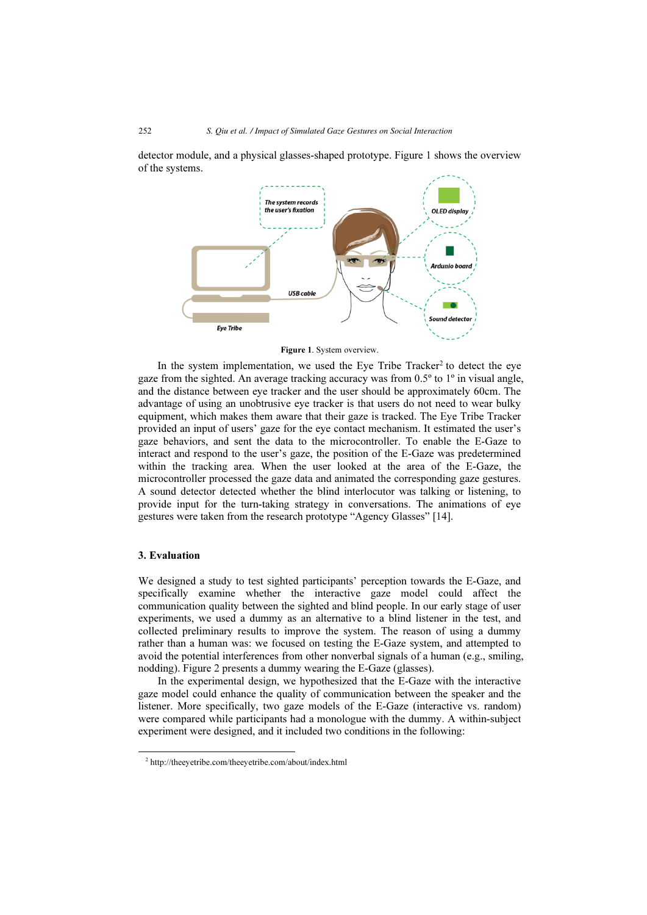detector module, and a physical glasses-shaped prototype. Figure 1 shows the overview of the systems.

**Figure 1**. System overview.

In the system implementation, we used the Eye Tribe Tracker[2] to detect the eye gaze from the sighted. An average tracking accuracy was from 0.5º to 1º in visual angle, and the distance between eye tracker and the user should be approximately 60cm. The advantage of using an unobtrusive eye tracker is that users do not need to wear bulky equipment, which makes them aware that their gaze is tracked. The Eye Tribe Tracker provided an input of users' gaze for the eye contact mechanism. It estimated the user's gaze behaviors, and sent the data to the microcontroller. To enable the E-Gaze to interact and respond to the user's gaze, the position of the E-Gaze was predetermined within the tracking area. When the user looked at the area of the E-Gaze, the microcontroller processed the gaze data and animated the corresponding gaze gestures. A sound detector detected whether the blind interlocutor was talking or listening, to provide input for the turn-taking strategy in conversations. The animations of eye gestures were taken from the research prototype "Agency Glasses" [14].

## 3. Evaluation

We designed a study to test sighted participants' perception towards the E-Gaze, and specifically examine whether the interactive gaze model could affect the communication quality between the sighted and blind people. In our early stage of user experiments, we used a dummy as an alternative to a blind listener in the test, and collected preliminary results to improve the system. The reason of using a dummy rather than a human was: we focused on testing the E-Gaze system, and attempted to avoid the potential interferences from other nonverbal signals of a human (e.g., smiling, nodding). Figure 2 presents a dummy wearing the E-Gaze (glasses).

In the experimental design, we hypothesized that the E-Gaze with the interactive gaze model could enhance the quality of communication between the speaker and the listener. More specifically, two gaze models of the E-Gaze (interactive vs. random) were compared while participants had a monologue with the dummy. A within-subject experiment were designed, and it included two conditions in the following:

[2] http://theeyetribe.com/theeyetribe.com/about/index.html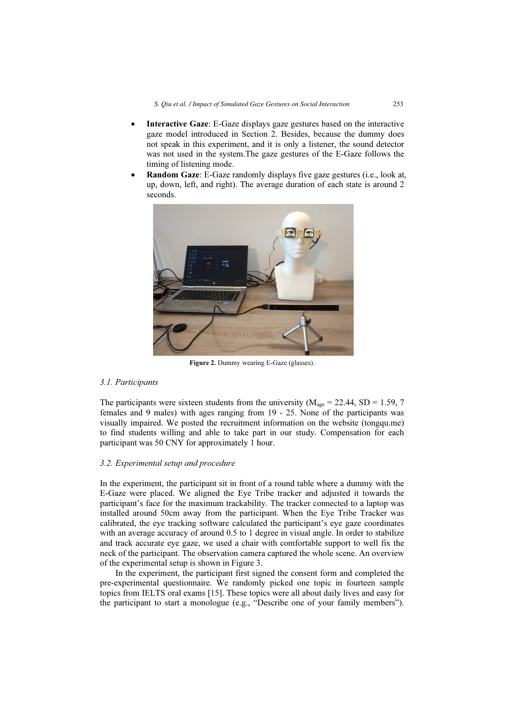- **Interactive Gaze**: E-Gaze displays gaze gestures based on the interactive gaze model introduced in Section 2. Besides, because the dummy does not speak in this experiment, and it is only a listener, the sound detector was not used in the system.The gaze gestures of the E-Gaze follows the timing of listening mode.
- **Random Gaze**: E-Gaze randomly displays five gaze gestures (i.e., look at, up, down, left, and right). The average duration of each state is around 2 seconds.

**Figure 2.** Dummy wearing E-Gaze (glasses).

### *3.1. Participants*

The participants were sixteen students from the university ($M_{age}$ = 22.44, SD = 1.59, 7 females and 9 males) with ages ranging from 19 - 25. None of the participants was visually impaired. We posted the recruitment information on the website (tongqu.me) to find students willing and able to take part in our study. Compensation for each participant was 50 CNY for approximately 1 hour.

### *3.2. Experimental setup and procedure*

In the experiment, the participant sit in front of a round table where a dummy with the E-Gaze were placed. We aligned the Eye Tribe tracker and adjusted it towards the participant's face for the maximum trackability. The tracker connected to a laptop was installed around 50cm away from the participant. When the Eye Tribe Tracker was calibrated, the eye tracking software calculated the participant's eye gaze coordinates with an average accuracy of around 0.5 to 1 degree in visual angle. In order to stabilize and track accurate eye gaze, we used a chair with comfortable support to well fix the neck of the participant. The observation camera captured the whole scene. An overview of the experimental setup is shown in Figure 3.

In the experiment, the participant first signed the consent form and completed the pre-experimental questionnaire. We randomly picked one topic in fourteen sample topics from IELTS oral exams [15]. These topics were all about daily lives and easy for the participant to start a monologue (e.g., "Describe one of your family members").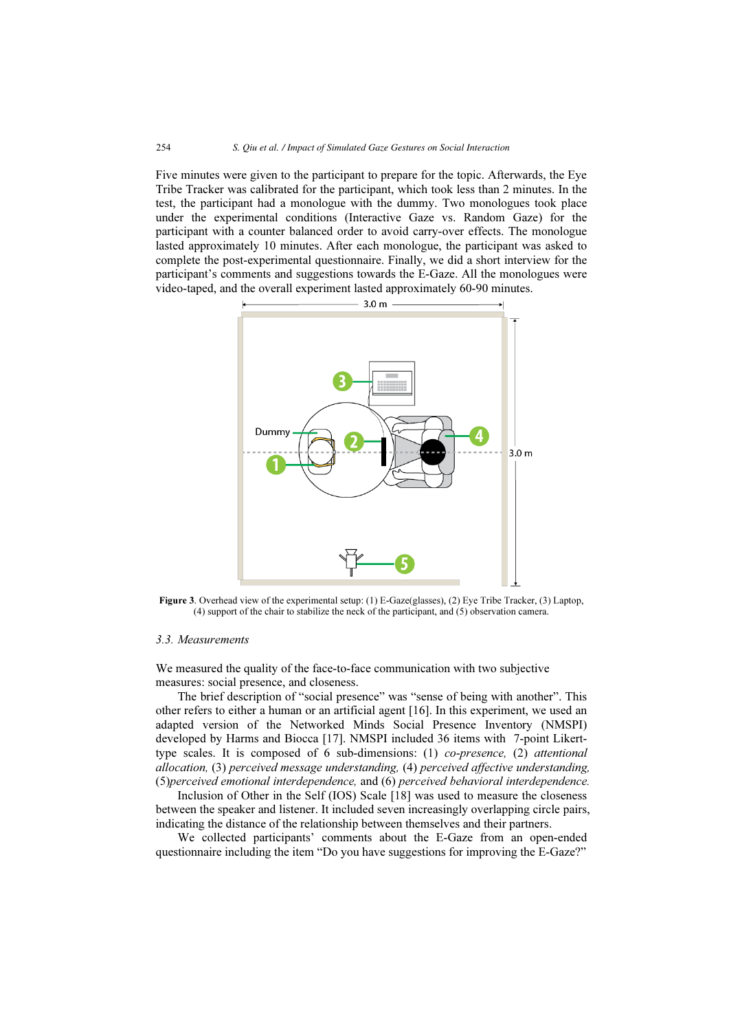Five minutes were given to the participant to prepare for the topic. Afterwards, the Eye Tribe Tracker was calibrated for the participant, which took less than 2 minutes. In the test, the participant had a monologue with the dummy. Two monologues took place under the experimental conditions (Interactive Gaze vs. Random Gaze) for the participant with a counter balanced order to avoid carry-over effects. The monologue lasted approximately 10 minutes. After each monologue, the participant was asked to complete the post-experimental questionnaire. Finally, we did a short interview for the participant's comments and suggestions towards the E-Gaze. All the monologues were video-taped, and the overall experiment lasted approximately 60-90 minutes.

**Figure 3**. Overhead view of the experimental setup: (1) E-Gaze(glasses), (2) Eye Tribe Tracker, (3) Laptop, (4) support of the chair to stabilize the neck of the participant, and (5) observation camera.

### 3.3. Measurements

We measured the quality of the face-to-face communication with two subjective measures: social presence, and closeness.

The brief description of "social presence" was "sense of being with another". This other refers to either a human or an artificial agent [16]. In this experiment, we used an adapted version of the Networked Minds Social Presence Inventory (NMSPI) developed by Harms and Biocca [17]. NMSPI included 36 items with 7-point Likert-type scales. It is composed of 6 sub-dimensions: (1) *co-presence,* (2) *attentional allocation,* (3) *perceived message understanding,* (4) *perceived affective understanding,* (5)*perceived emotional interdependence,* and (6) *perceived behavioral interdependence.*

Inclusion of Other in the Self (IOS) Scale [18] was used to measure the closeness between the speaker and listener. It included seven increasingly overlapping circle pairs, indicating the distance of the relationship between themselves and their partners.

We collected participants' comments about the E-Gaze from an open-ended questionnaire including the item "Do you have suggestions for improving the E-Gaze?"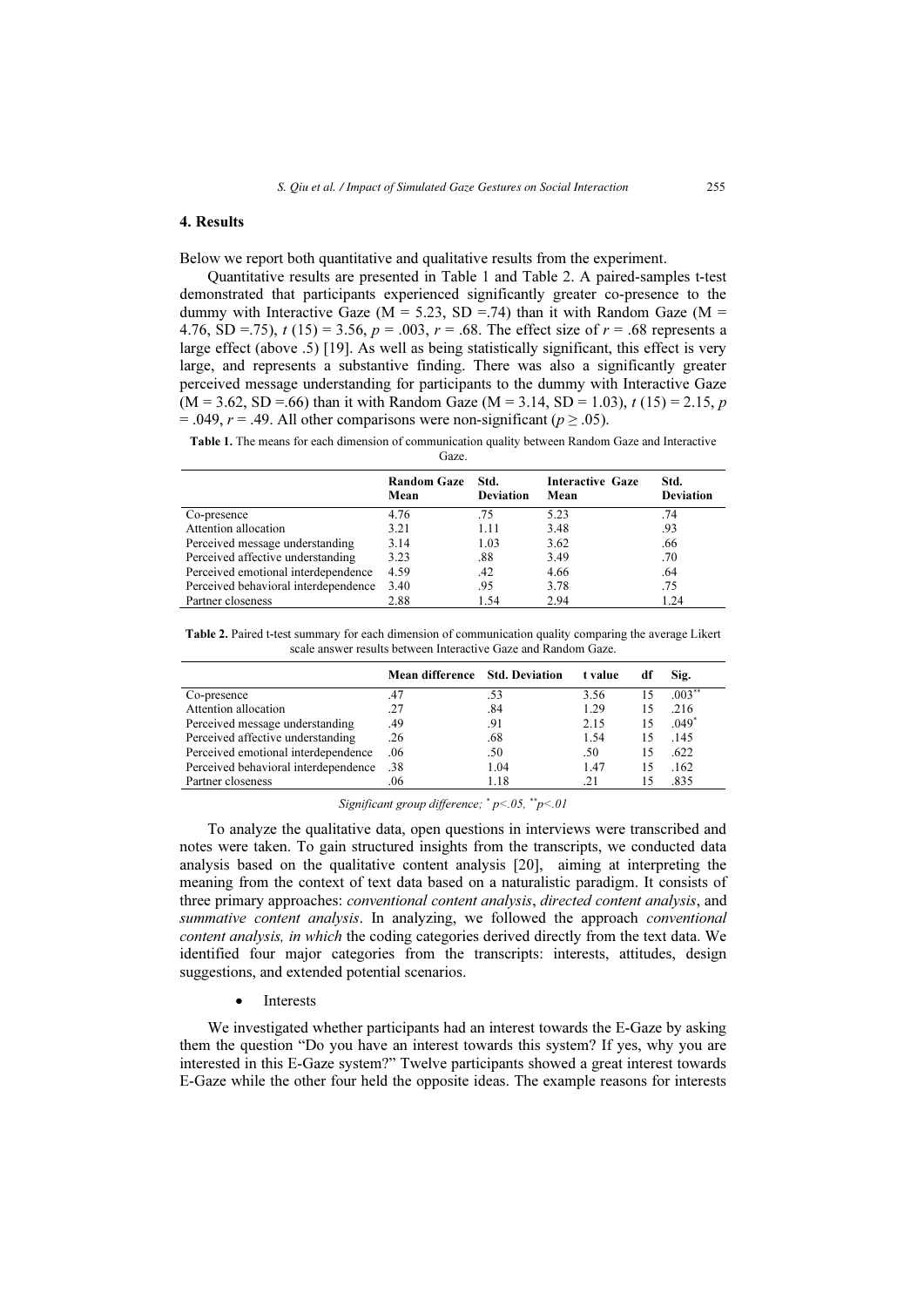## 4. Results

Below we report both quantitative and qualitative results from the experiment.

Quantitative results are presented in Table 1 and Table 2. A paired-samples t-test demonstrated that participants experienced significantly greater co-presence to the dummy with Interactive Gaze (M = 5.23, SD =.74) than it with Random Gaze (M = 4.76, SD =.75), $t$ (15) = 3.56, $p$ = .003, $r$ = .68. The effect size of $r$ = .68 represents a large effect (above .5) [19]. As well as being statistically significant, this effect is very large, and represents a substantive finding. There was also a significantly greater perceived message understanding for participants to the dummy with Interactive Gaze (M = 3.62, SD =.66) than it with Random Gaze (M = 3.14, SD = 1.03), $t$ (15) = 2.15, $p$ = .049, $r$ = .49. All other comparisons were non-significant ($p \geq .05$).

**Table 1.** The means for each dimension of communication quality between Random Gaze and Interactive Gaze.

| | Random Gaze Mean | Std. Deviation | Interactive Gaze Mean | Std. Deviation |
|---|---|---|---|---|
| Co-presence | 4.76 | .75 | 5.23 | .74 |
| Attention allocation | 3.21 | 1.11 | 3.48 | .93 |
| Perceived message understanding | 3.14 | 1.03 | 3.62 | .66 |
| Perceived affective understanding | 3.23 | .88 | 3.49 | .70 |
| Perceived emotional interdependence | 4.59 | .42 | 4.66 | .64 |
| Perceived behavioral interdependence | 3.40 | .95 | 3.78 | .75 |
| Partner closeness | 2.88 | 1.54 | 2.94 | 1.24 |

**Table 2.** Paired t-test summary for each dimension of communication quality comparing the average Likert scale answer results between Interactive Gaze and Random Gaze.

| | Mean difference | Std. Deviation | t value | df | Sig. |
|---|---|---|---|---|---|
| Co-presence | .47 | .53 | 3.56 | 15 | .003** |
| Attention allocation | .27 | .84 | 1.29 | 15 | .216 |
| Perceived message understanding | .49 | .91 | 2.15 | 15 | .049* |
| Perceived affective understanding | .26 | .68 | 1.54 | 15 | .145 |
| Perceived emotional interdependence | .06 | .50 | .50 | 15 | .622 |
| Perceived behavioral interdependence | .38 | 1.04 | 1.47 | 15 | .162 |
| Partner closeness | .06 | 1.18 | .21 | 15 | .835 |

*Significant group difference; * $p<.05$, ** $p<.01$*

To analyze the qualitative data, open questions in interviews were transcribed and notes were taken. To gain structured insights from the transcripts, we conducted data analysis based on the qualitative content analysis [20], aiming at interpreting the meaning from the context of text data based on a naturalistic paradigm. It consists of three primary approaches: *conventional content analysis*, *directed content analysis*, and *summative content analysis*. In analyzing, we followed the approach *conventional content analysis, in which* the coding categories derived directly from the text data. We identified four major categories from the transcripts: interests, attitudes, design suggestions, and extended potential scenarios.

- Interests

We investigated whether participants had an interest towards the E-Gaze by asking them the question "Do you have an interest towards this system? If yes, why you are interested in this E-Gaze system?" Twelve participants showed a great interest towards E-Gaze while the other four held the opposite ideas. The example reasons for interests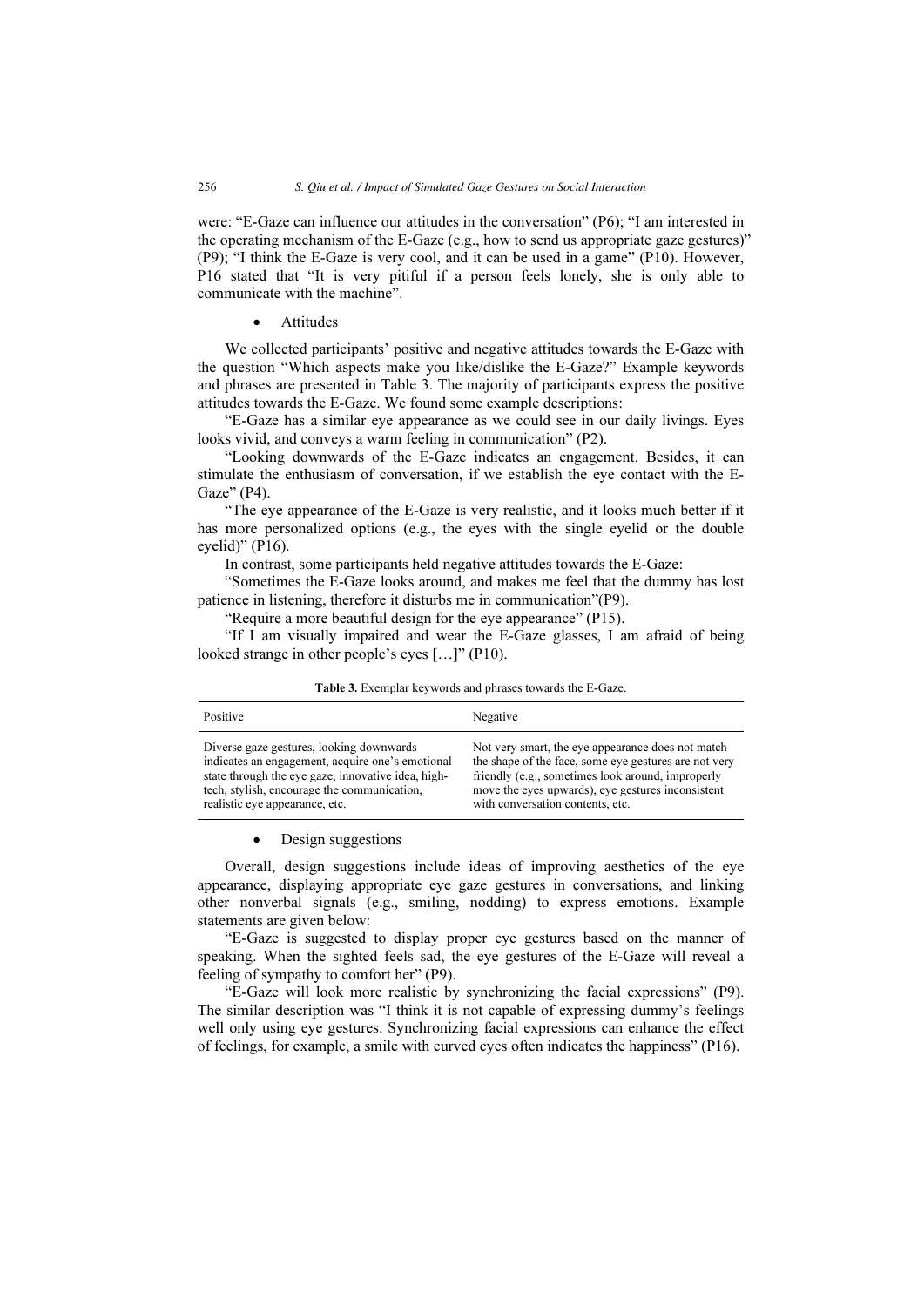were: "E-Gaze can influence our attitudes in the conversation" (P6); "I am interested in the operating mechanism of the E-Gaze (e.g., how to send us appropriate gaze gestures)" (P9); "I think the E-Gaze is very cool, and it can be used in a game" (P10). However, P16 stated that "It is very pitiful if a person feels lonely, she is only able to communicate with the machine".

- Attitudes

We collected participants' positive and negative attitudes towards the E-Gaze with the question "Which aspects make you like/dislike the E-Gaze?" Example keywords and phrases are presented in Table 3. The majority of participants express the positive attitudes towards the E-Gaze. We found some example descriptions:

"E-Gaze has a similar eye appearance as we could see in our daily livings. Eyes looks vivid, and conveys a warm feeling in communication" (P2).

"Looking downwards of the E-Gaze indicates an engagement. Besides, it can stimulate the enthusiasm of conversation, if we establish the eye contact with the E-Gaze" (P4).

"The eye appearance of the E-Gaze is very realistic, and it looks much better if it has more personalized options (e.g., the eyes with the single eyelid or the double eyelid)" (P16).

In contrast, some participants held negative attitudes towards the E-Gaze:

"Sometimes the E-Gaze looks around, and makes me feel that the dummy has lost patience in listening, therefore it disturbs me in communication"(P9).

"Require a more beautiful design for the eye appearance" (P15).

"If I am visually impaired and wear the E-Gaze glasses, I am afraid of being looked strange in other people's eyes […]" (P10).

**Table 3.** Exemplar keywords and phrases towards the E-Gaze.

| Positive | Negative |
|---|---|
| Diverse gaze gestures, looking downwards indicates an engagement, acquire one's emotional state through the eye gaze, innovative idea, high-tech, stylish, encourage the communication, realistic eye appearance, etc. | Not very smart, the eye appearance does not match the shape of the face, some eye gestures are not very friendly (e.g., sometimes look around, improperly move the eyes upwards), eye gestures inconsistent with conversation contents, etc. |

- Design suggestions

Overall, design suggestions include ideas of improving aesthetics of the eye appearance, displaying appropriate eye gaze gestures in conversations, and linking other nonverbal signals (e.g., smiling, nodding) to express emotions. Example statements are given below:

"E-Gaze is suggested to display proper eye gestures based on the manner of speaking. When the sighted feels sad, the eye gestures of the E-Gaze will reveal a feeling of sympathy to comfort her" (P9).

"E-Gaze will look more realistic by synchronizing the facial expressions" (P9). The similar description was "I think it is not capable of expressing dummy's feelings well only using eye gestures. Synchronizing facial expressions can enhance the effect of feelings, for example, a smile with curved eyes often indicates the happiness" (P16).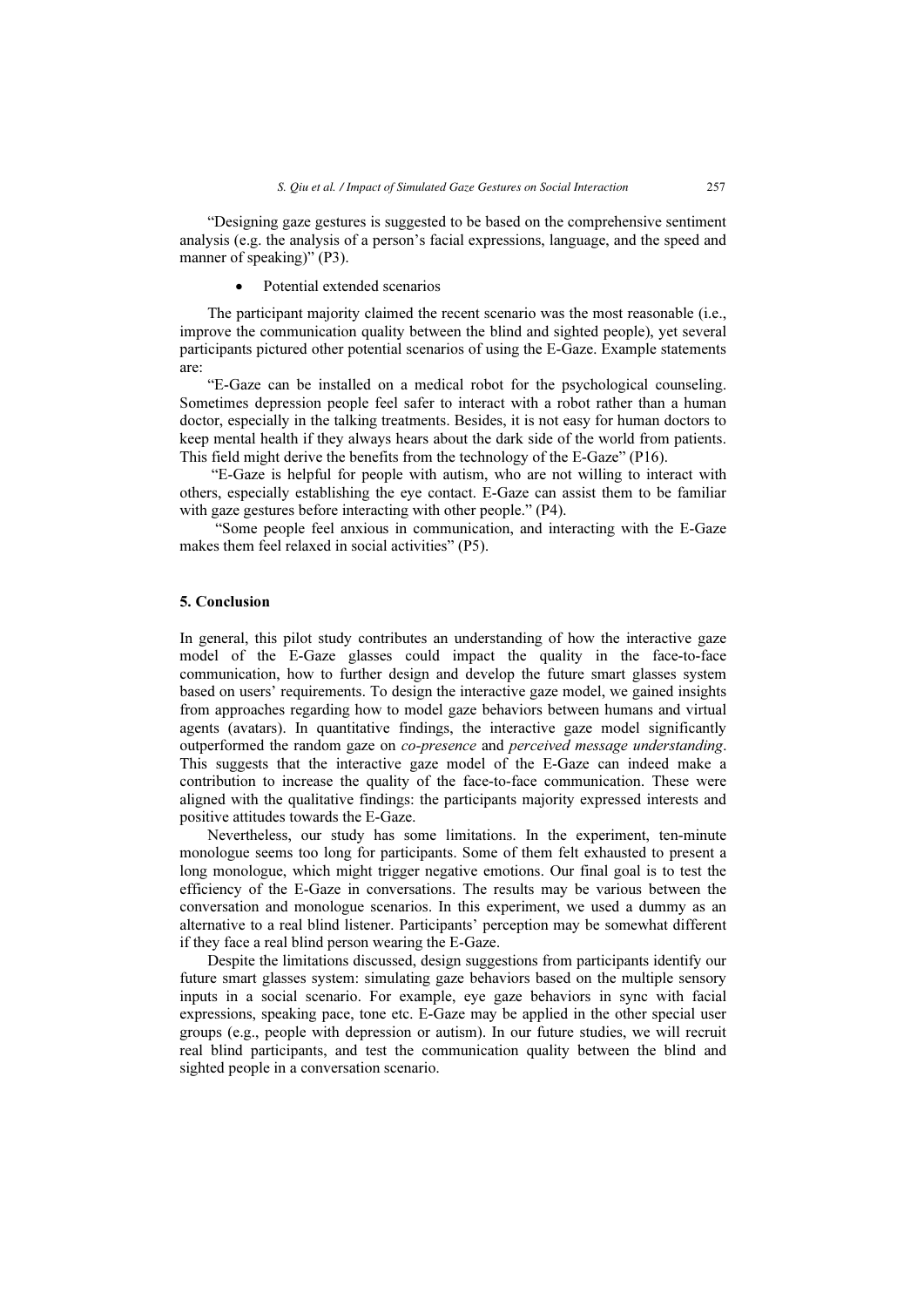"Designing gaze gestures is suggested to be based on the comprehensive sentiment analysis (e.g. the analysis of a person's facial expressions, language, and the speed and manner of speaking)" (P3).

- Potential extended scenarios

The participant majority claimed the recent scenario was the most reasonable (i.e., improve the communication quality between the blind and sighted people), yet several participants pictured other potential scenarios of using the E-Gaze. Example statements are:

"E-Gaze can be installed on a medical robot for the psychological counseling. Sometimes depression people feel safer to interact with a robot rather than a human doctor, especially in the talking treatments. Besides, it is not easy for human doctors to keep mental health if they always hears about the dark side of the world from patients. This field might derive the benefits from the technology of the E-Gaze" (P16).

"E-Gaze is helpful for people with autism, who are not willing to interact with others, especially establishing the eye contact. E-Gaze can assist them to be familiar with gaze gestures before interacting with other people." (P4).

"Some people feel anxious in communication, and interacting with the E-Gaze makes them feel relaxed in social activities" (P5).

## 5. Conclusion

In general, this pilot study contributes an understanding of how the interactive gaze model of the E-Gaze glasses could impact the quality in the face-to-face communication, how to further design and develop the future smart glasses system based on users' requirements. To design the interactive gaze model, we gained insights from approaches regarding how to model gaze behaviors between humans and virtual agents (avatars). In quantitative findings, the interactive gaze model significantly outperformed the random gaze on *co-presence* and *perceived message understanding*. This suggests that the interactive gaze model of the E-Gaze can indeed make a contribution to increase the quality of the face-to-face communication. These were aligned with the qualitative findings: the participants majority expressed interests and positive attitudes towards the E-Gaze.

Nevertheless, our study has some limitations. In the experiment, ten-minute monologue seems too long for participants. Some of them felt exhausted to present a long monologue, which might trigger negative emotions. Our final goal is to test the efficiency of the E-Gaze in conversations. The results may be various between the conversation and monologue scenarios. In this experiment, we used a dummy as an alternative to a real blind listener. Participants' perception may be somewhat different if they face a real blind person wearing the E-Gaze.

Despite the limitations discussed, design suggestions from participants identify our future smart glasses system: simulating gaze behaviors based on the multiple sensory inputs in a social scenario. For example, eye gaze behaviors in sync with facial expressions, speaking pace, tone etc. E-Gaze may be applied in the other special user groups (e.g., people with depression or autism). In our future studies, we will recruit real blind participants, and test the communication quality between the blind and sighted people in a conversation scenario.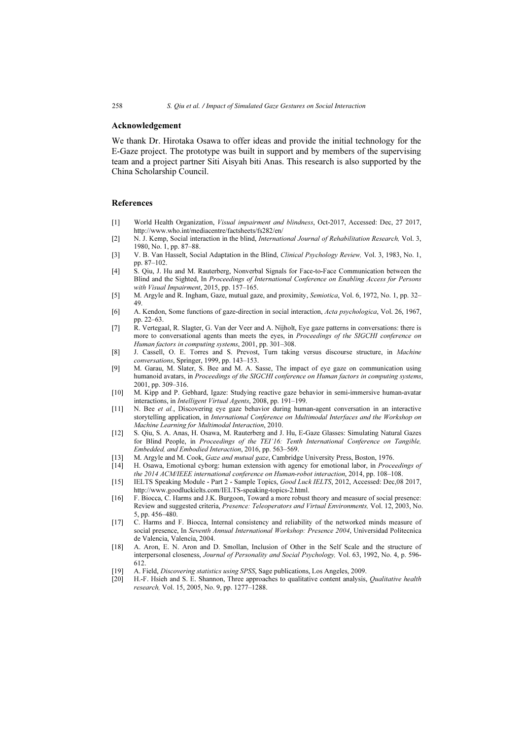## Acknowledgement

We thank Dr. Hirotaka Osawa to offer ideas and provide the initial technology for the E-Gaze project. The prototype was built in support and by members of the supervising team and a project partner Siti Aisyah biti Anas. This research is also supported by the China Scholarship Council.

## References

[1] World Health Organization, *Visual impairment and blindness*, Oct-2017, Accessed: Dec, 27 2017, http://www.who.int/mediacentre/factsheets/fs282/en/

[2] N. J. Kemp, Social interaction in the blind, *International Journal of Rehabilitation Research,* Vol. 3, 1980, No. 1, pp. 87–88.

[3] V. B. Van Hasselt, Social Adaptation in the Blind, *Clinical Psychology Review,* Vol. 3, 1983, No. 1, pp. 87–102.

[4] S. Qiu, J. Hu and M. Rauterberg, Nonverbal Signals for Face-to-Face Communication between the Blind and the Sighted, In *Proceedings of International Conference on Enabling Access for Persons with Visual Impairment*, 2015, pp. 157–165.

[5] M. Argyle and R. Ingham, Gaze, mutual gaze, and proximity, *Semiotica*, Vol. 6, 1972, No. 1, pp. 32–49.

[6] A. Kendon, Some functions of gaze-direction in social interaction, *Acta psychologica*, Vol. 26, 1967, pp. 22–63.

[7] R. Vertegaal, R. Slagter, G. Van der Veer and A. Nijholt, Eye gaze patterns in conversations: there is more to conversational agents than meets the eyes, in *Proceedings of the SIGCHI conference on Human factors in computing systems*, 2001, pp. 301–308.

[8] J. Cassell, O. E. Torres and S. Prevost, Turn taking versus discourse structure, in *Machine conversations*, Springer, 1999, pp. 143–153.

[9] M. Garau, M. Slater, S. Bee and M. A. Sasse, The impact of eye gaze on communication using humanoid avatars, in *Proceedings of the SIGCHI conference on Human factors in computing systems*, 2001, pp. 309–316.

[10] M. Kipp and P. Gebhard, Igaze: Studying reactive gaze behavior in semi-immersive human-avatar interactions, in *Intelligent Virtual Agents*, 2008, pp. 191–199.

[11] N. Bee *et al.*, Discovering eye gaze behavior during human-agent conversation in an interactive storytelling application, in *International Conference on Multimodal Interfaces and the Workshop on Machine Learning for Multimodal Interaction*, 2010.

[12] S. Qiu, S. A. Anas, H. Osawa, M. Rauterberg and J. Hu, E-Gaze Glasses: Simulating Natural Gazes for Blind People, in *Proceedings of the TEI'16: Tenth International Conference on Tangible, Embedded, and Embodied Interaction*, 2016, pp. 563–569.

[13] M. Argyle and M. Cook, *Gaze and mutual gaze*, Cambridge University Press, Boston, 1976.

[14] H. Osawa, Emotional cyborg: human extension with agency for emotional labor, in *Proceedings of the 2014 ACM/IEEE international conference on Human-robot interaction*, 2014, pp. 108–108.

[15] IELTS Speaking Module - Part 2 - Sample Topics, *Good Luck IELTS*, 2012, Accessed: Dec,08 2017, http://www.goodluckielts.com/IELTS-speaking-topics-2.html.

[16] F. Biocca, C. Harms and J.K. Burgoon, Toward a more robust theory and measure of social presence: Review and suggested criteria, *Presence: Teleoperators and Virtual Environments,* Vol. 12, 2003, No. 5, pp. 456–480.

[17] C. Harms and F. Biocca, Internal consistency and reliability of the networked minds measure of social presence, In *Seventh Annual International Workshop: Presence 2004*, Universidad Politecnica de Valencia, Valencia, 2004.

[18] A. Aron, E. N. Aron and D. Smollan, Inclusion of Other in the Self Scale and the structure of interpersonal closeness, *Journal of Personality and Social Psychology,* Vol. 63, 1992, No. 4, p. 596-612.

[19] A. Field, *Discovering statistics using SPSS*, Sage publications, Los Angeles, 2009.

[20] H.-F. Hsieh and S. E. Shannon, Three approaches to qualitative content analysis, *Qualitative health research,* Vol. 15, 2005, No. 9, pp. 1277–1288.